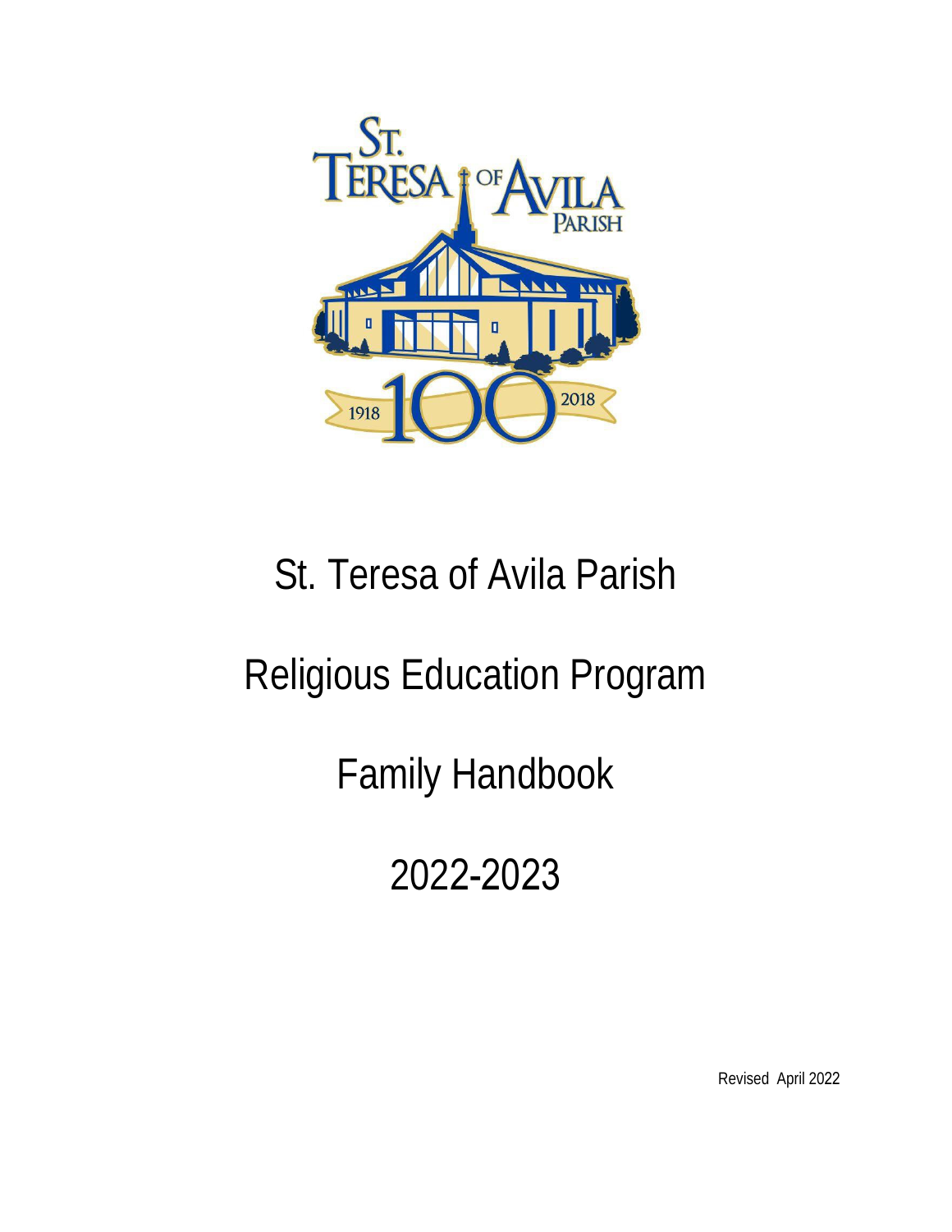# St. Teresa of Avila Parish

# Religious Education Program

# Family Handbook

# 2022-2023

Revised April 2022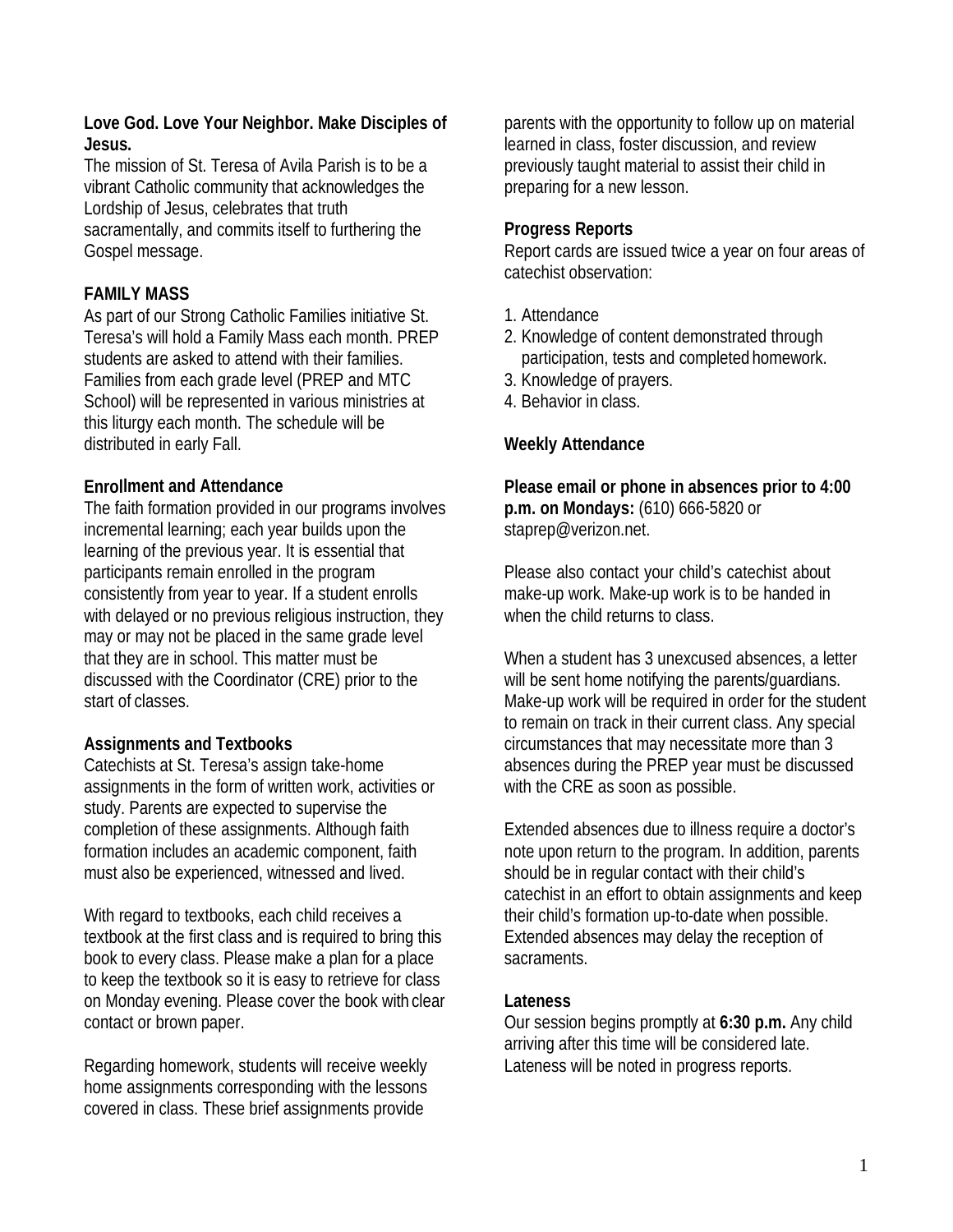**Love God. Love Your Neighbor. Make Disciples of Jesus.**

The mission of St. Teresa of Avila Parish is to be a vibrant Catholic community that acknowledges the Lordship of Jesus, celebrates that truth sacramentally, and commits itself to furthering the Gospel message.

**FAMILY MASS**

As part of our Strong Catholic Families initiative St. Teresa's will hold a Family Mass each month. PREP students are asked to attend with their families. Families from each grade level (PREP and MTC School) will be represented in various ministries at this liturgy each month. The schedule will be distributed in early Fall.

**Enrollment and Attendance**

The faith formation provided in our programs involves incremental learning; each year builds upon the learning of the previous year. It is essential that participants remain enrolled in the program consistently from year to year. If a student enrolls with delayed or no previous religious instruction, they may or may not be placed in the same grade level that they are in school. This matter must be discussed with the Coordinator (CRE) prior to the start of classes.

**Assignments and Textbooks**

Catechists at St. Teresa's assign take-home assignments in the form of written work, activities or study. Parents are expected to supervise the completion of these assignments. Although faith formation includes an academic component, faith must also be experienced, witnessed and lived.

With regard to textbooks, each child receives a textbook at the first class and is required to bring this book to every class. Please make a plan for a place to keep the textbook so it is easy to retrieve for class on Monday evening. Please cover the book with clear contact or brown paper.

Regarding homework, students will receive weekly home assignments corresponding with the lessons covered in class. These brief assignments provide parents with the opportunity to follow up on material learned in class, foster discussion, and review previously taught material to assist their child in preparing for a new lesson.

**Progress Reports**

Report cards are issued twice a year on four areas of catechist observation:

1. Attendance
2. Knowledge of content demonstrated through participation, tests and completed homework.
3. Knowledge of prayers.
4. Behavior in class.

**Weekly Attendance**

**Please email or phone in absences prior to 4:00 p.m. on Mondays:** (610) 666-5820 or staprep@verizon.net.

Please also contact your child's catechist about make-up work. Make-up work is to be handed in when the child returns to class.

When a student has 3 unexcused absences, a letter will be sent home notifying the parents/guardians. Make-up work will be required in order for the student to remain on track in their current class. Any special circumstances that may necessitate more than 3 absences during the PREP year must be discussed with the CRE as soon as possible.

Extended absences due to illness require a doctor's note upon return to the program. In addition, parents should be in regular contact with their child's catechist in an effort to obtain assignments and keep their child's formation up-to-date when possible. Extended absences may delay the reception of sacraments.

**Lateness**

Our session begins promptly at **6:30 p.m.** Any child arriving after this time will be considered late. Lateness will be noted in progress reports.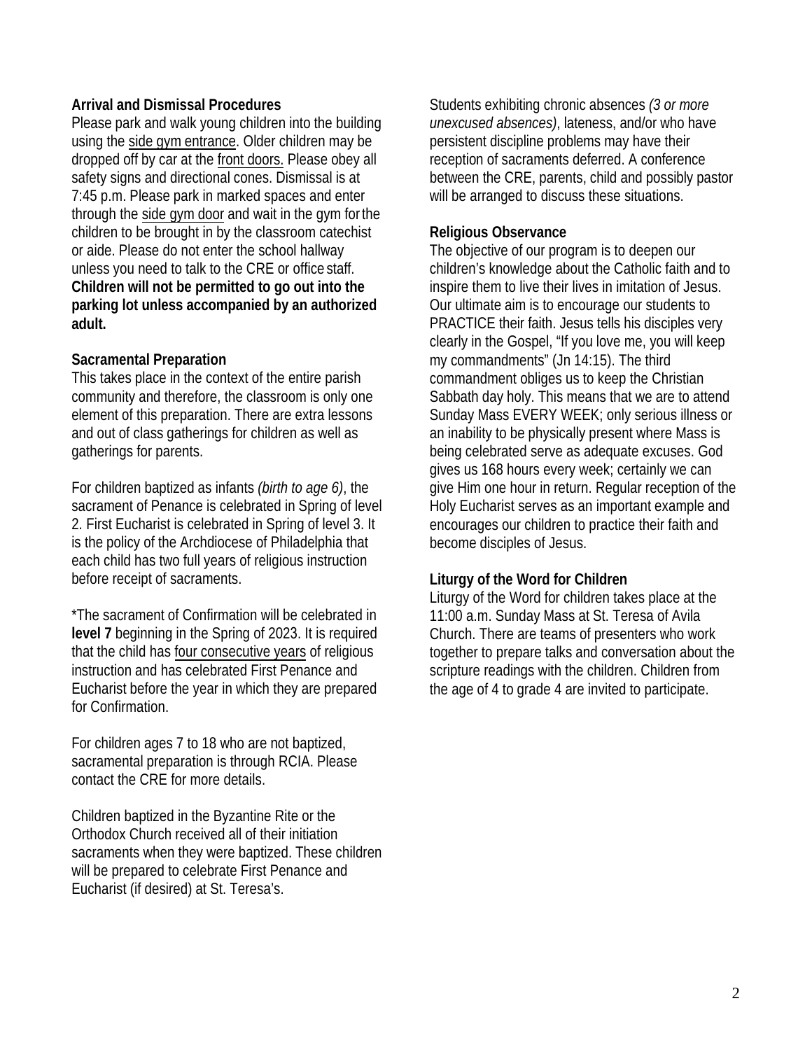**Arrival and Dismissal Procedures**

Please park and walk young children into the building using the <u>side gym entrance</u>. Older children may be dropped off by car at the <u>front doors.</u> Please obey all safety signs and directional cones. Dismissal is at 7:45 p.m. Please park in marked spaces and enter through the <u>side gym door</u> and wait in the gym for the children to be brought in by the classroom catechist or aide. Please do not enter the school hallway unless you need to talk to the CRE or office staff. **Children will not be permitted to go out into the parking lot unless accompanied by an authorized adult.**

**Sacramental Preparation**

This takes place in the context of the entire parish community and therefore, the classroom is only one element of this preparation. There are extra lessons and out of class gatherings for children as well as gatherings for parents.

For children baptized as infants *(birth to age 6)*, the sacrament of Penance is celebrated in Spring of level 2. First Eucharist is celebrated in Spring of level 3. It is the policy of the Archdiocese of Philadelphia that each child has two full years of religious instruction before receipt of sacraments.

*The sacrament of Confirmation will be celebrated in **level 7** beginning in the Spring of 2023. It is required that the child has <u>four consecutive years</u> of religious instruction and has celebrated First Penance and Eucharist before the year in which they are prepared for Confirmation.

For children ages 7 to 18 who are not baptized, sacramental preparation is through RCIA. Please contact the CRE for more details.

Children baptized in the Byzantine Rite or the Orthodox Church received all of their initiation sacraments when they were baptized. These children will be prepared to celebrate First Penance and Eucharist (if desired) at St. Teresa's.

Students exhibiting chronic absences *(3 or more unexcused absences)*, lateness, and/or who have persistent discipline problems may have their reception of sacraments deferred. A conference between the CRE, parents, child and possibly pastor will be arranged to discuss these situations.

**Religious Observance**

The objective of our program is to deepen our children's knowledge about the Catholic faith and to inspire them to live their lives in imitation of Jesus. Our ultimate aim is to encourage our students to PRACTICE their faith. Jesus tells his disciples very clearly in the Gospel, "If you love me, you will keep my commandments" (Jn 14:15). The third commandment obliges us to keep the Christian Sabbath day holy. This means that we are to attend Sunday Mass EVERY WEEK; only serious illness or an inability to be physically present where Mass is being celebrated serve as adequate excuses. God gives us 168 hours every week; certainly we can give Him one hour in return. Regular reception of the Holy Eucharist serves as an important example and encourages our children to practice their faith and become disciples of Jesus.

**Liturgy of the Word for Children**

Liturgy of the Word for children takes place at the 11:00 a.m. Sunday Mass at St. Teresa of Avila Church. There are teams of presenters who work together to prepare talks and conversation about the scripture readings with the children. Children from the age of 4 to grade 4 are invited to participate.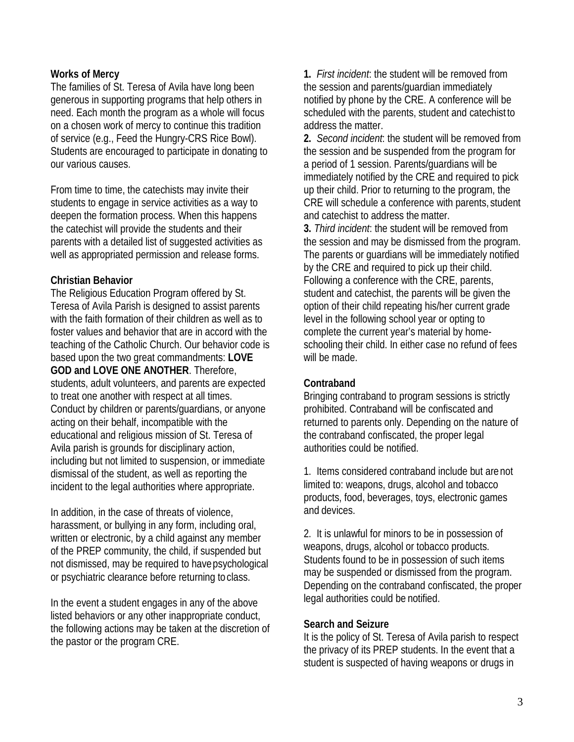**Works of Mercy**

The families of St. Teresa of Avila have long been generous in supporting programs that help others in need. Each month the program as a whole will focus on a chosen work of mercy to continue this tradition of service (e.g., Feed the Hungry-CRS Rice Bowl). Students are encouraged to participate in donating to our various causes.

From time to time, the catechists may invite their students to engage in service activities as a way to deepen the formation process. When this happens the catechist will provide the students and their parents with a detailed list of suggested activities as well as appropriated permission and release forms.

**Christian Behavior**

The Religious Education Program offered by St. Teresa of Avila Parish is designed to assist parents with the faith formation of their children as well as to foster values and behavior that are in accord with the teaching of the Catholic Church. Our behavior code is based upon the two great commandments: **LOVE GOD and LOVE ONE ANOTHER**. Therefore, students, adult volunteers, and parents are expected to treat one another with respect at all times. Conduct by children or parents/guardians, or anyone acting on their behalf, incompatible with the educational and religious mission of St. Teresa of Avila parish is grounds for disciplinary action, including but not limited to suspension, or immediate dismissal of the student, as well as reporting the incident to the legal authorities where appropriate.

In addition, in the case of threats of violence, harassment, or bullying in any form, including oral, written or electronic, by a child against any member of the PREP community, the child, if suspended but not dismissed, may be required to have psychological or psychiatric clearance before returning to class.

In the event a student engages in any of the above listed behaviors or any other inappropriate conduct, the following actions may be taken at the discretion of the pastor or the program CRE.

**1.** *First incident*: the student will be removed from the session and parents/guardian immediately notified by phone by the CRE. A conference will be scheduled with the parents, student and catechist to address the matter.

**2.** *Second incident*: the student will be removed from the session and be suspended from the program for a period of 1 session. Parents/guardians will be immediately notified by the CRE and required to pick up their child. Prior to returning to the program, the CRE will schedule a conference with parents, student and catechist to address the matter.

**3.** *Third incident*: the student will be removed from the session and may be dismissed from the program. The parents or guardians will be immediately notified by the CRE and required to pick up their child. Following a conference with the CRE, parents, student and catechist, the parents will be given the option of their child repeating his/her current grade level in the following school year or opting to complete the current year's material by home-schooling their child. In either case no refund of fees will be made.

**Contraband**

Bringing contraband to program sessions is strictly prohibited. Contraband will be confiscated and returned to parents only. Depending on the nature of the contraband confiscated, the proper legal authorities could be notified.

1. Items considered contraband include but are not limited to: weapons, drugs, alcohol and tobacco products, food, beverages, toys, electronic games and devices.

2. It is unlawful for minors to be in possession of weapons, drugs, alcohol or tobacco products. Students found to be in possession of such items may be suspended or dismissed from the program. Depending on the contraband confiscated, the proper legal authorities could be notified.

**Search and Seizure**

It is the policy of St. Teresa of Avila parish to respect the privacy of its PREP students. In the event that a student is suspected of having weapons or drugs in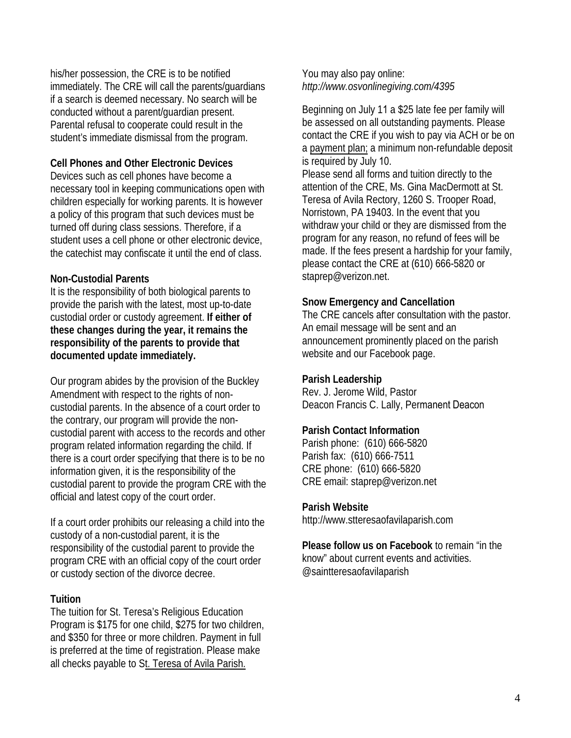his/her possession, the CRE is to be notified immediately. The CRE will call the parents/guardians if a search is deemed necessary. No search will be conducted without a parent/guardian present. Parental refusal to cooperate could result in the student's immediate dismissal from the program.

**Cell Phones and Other Electronic Devices**

Devices such as cell phones have become a necessary tool in keeping communications open with children especially for working parents. It is however a policy of this program that such devices must be turned off during class sessions. Therefore, if a student uses a cell phone or other electronic device, the catechist may confiscate it until the end of class.

**Non-Custodial Parents**

It is the responsibility of both biological parents to provide the parish with the latest, most up-to-date custodial order or custody agreement. **If either of these changes during the year, it remains the responsibility of the parents to provide that documented update immediately.**

Our program abides by the provision of the Buckley Amendment with respect to the rights of non-custodial parents. In the absence of a court order to the contrary, our program will provide the non-custodial parent with access to the records and other program related information regarding the child. If there is a court order specifying that there is to be no information given, it is the responsibility of the custodial parent to provide the program CRE with the official and latest copy of the court order.

If a court order prohibits our releasing a child into the custody of a non-custodial parent, it is the responsibility of the custodial parent to provide the program CRE with an official copy of the court order or custody section of the divorce decree.

**Tuition**

The tuition for St. Teresa's Religious Education Program is $175 for one child, $275 for two children, and $350 for three or more children. Payment in full is preferred at the time of registration. Please make all checks payable to St. Teresa of Avila Parish.

You may also pay online:
*http://www.osvonlinegiving.com/4395*

Beginning on July 11 a $25 late fee per family will be assessed on all outstanding payments. Please contact the CRE if you wish to pay via ACH or be on a payment plan; a minimum non-refundable deposit is required by July 10.
Please send all forms and tuition directly to the attention of the CRE, Ms. Gina MacDermott at St. Teresa of Avila Rectory, 1260 S. Trooper Road, Norristown, PA 19403. In the event that you withdraw your child or they are dismissed from the program for any reason, no refund of fees will be made. If the fees present a hardship for your family, please contact the CRE at (610) 666-5820 or staprep@verizon.net.

**Snow Emergency and Cancellation**

The CRE cancels after consultation with the pastor. An email message will be sent and an announcement prominently placed on the parish website and our Facebook page.

**Parish Leadership**

Rev. J. Jerome Wild, Pastor
Deacon Francis C. Lally, Permanent Deacon

**Parish Contact Information**

Parish phone: (610) 666-5820
Parish fax: (610) 666-7511
CRE phone: (610) 666-5820
CRE email: staprep@verizon.net

**Parish Website**

http://www.stteresaofavilaparish.com

**Please follow us on Facebook** to remain "in the know" about current events and activities.
@saintteresaofavilaparish